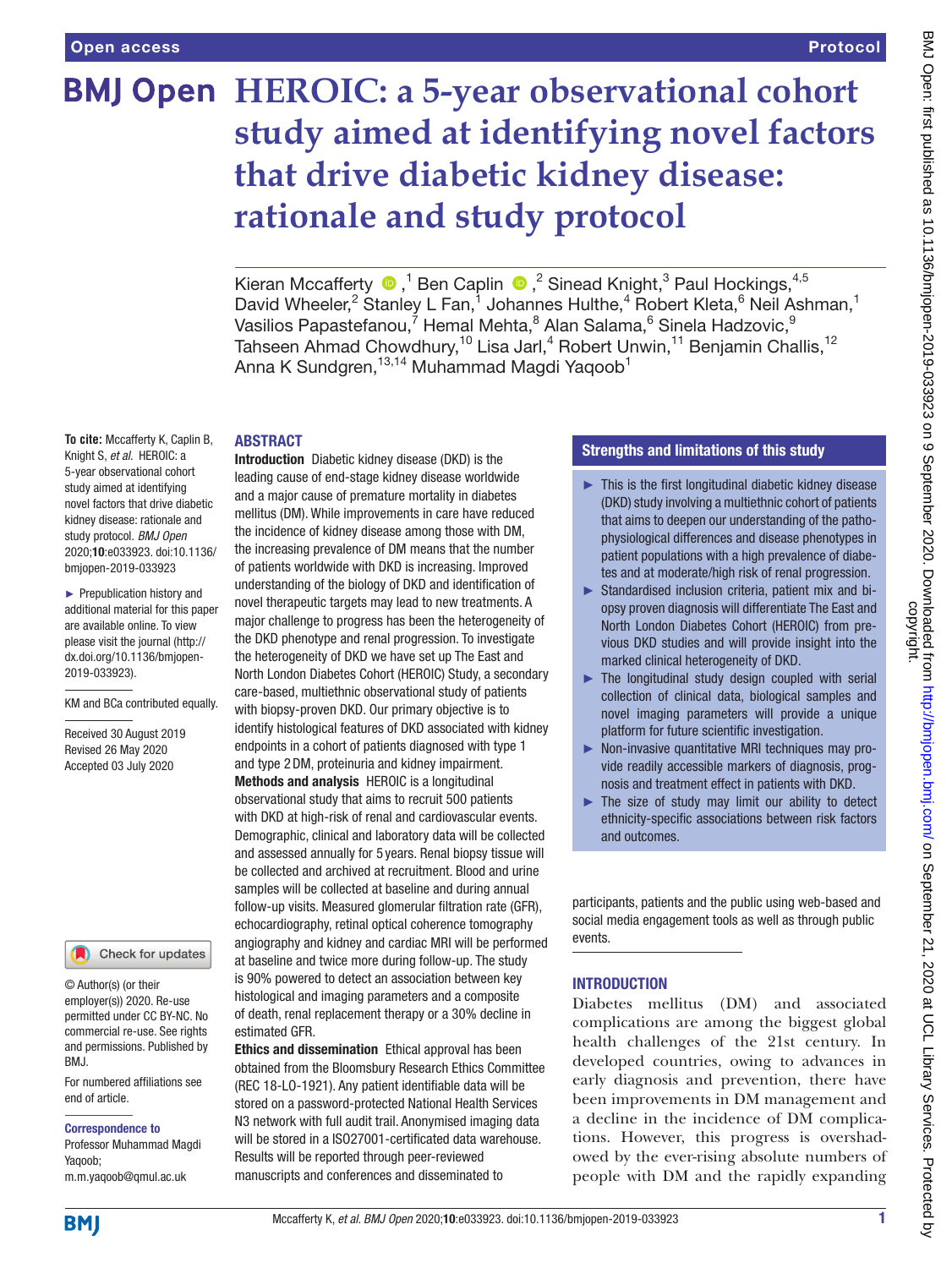Open access

Protocol

# HEROIC: a 5-year observational cohort study aimed at identifying novel factors that drive diabetic kidney disease: rationale and study protocol

Kieran Mccafferty,[1] Ben Caplin,[2] Sinead Knight,[3] Paul Hockings,[4,5] David Wheeler,[2] Stanley L Fan,[1] Johannes Hulthe,[4] Robert Kleta,[6] Neil Ashman,[1] Vasilios Papastefanou,[7] Hemal Mehta,[8] Alan Salama,[6] Sinela Hadzovic,[9] Tahseen Ahmad Chowdhury,[10] Lisa Jarl,[4] Robert Unwin,[11] Benjamin Challis,[12] Anna K Sundgren,[13,14] Muhammad Magdi Yaqoob[1]

To cite: Mccafferty K, Caplin B, Knight S, *et al*. HEROIC: a 5-year observational cohort study aimed at identifying novel factors that drive diabetic kidney disease: rationale and study protocol. *BMJ Open* 2020;**10**:e033923. doi:10.1136/bmjopen-2019-033923

► Prepublication history and additional material for this paper are available online. To view please visit the journal (http://dx.doi.org/10.1136/bmjopen-2019-033923).

KM and BCa contributed equally.

Received 30 August 2019
Revised 26 May 2020
Accepted 03 July 2020

© Author(s) (or their employer(s)) 2020. Re-use permitted under CC BY-NC. No commercial re-use. See rights and permissions. Published by BMJ.

For numbered affiliations see end of article.

**Correspondence to**
Professor Muhammad Magdi Yaqoob;
m.m.yaqoob@qmul.ac.uk

## ABSTRACT

**Introduction** Diabetic kidney disease (DKD) is the leading cause of end-stage kidney disease worldwide and a major cause of premature mortality in diabetes mellitus (DM). While improvements in care have reduced the incidence of kidney disease among those with DM, the increasing prevalence of DM means that the number of patients worldwide with DKD is increasing. Improved understanding of the biology of DKD and identification of novel therapeutic targets may lead to new treatments. A major challenge to progress has been the heterogeneity of the DKD phenotype and renal progression. To investigate the heterogeneity of DKD we have set up The East and North London Diabetes Cohort (HEROIC) Study, a secondary care-based, multiethnic observational study of patients with biopsy-proven DKD. Our primary objective is to identify histological features of DKD associated with kidney endpoints in a cohort of patients diagnosed with type 1 and type 2 DM, proteinuria and kidney impairment.

**Methods and analysis** HEROIC is a longitudinal observational study that aims to recruit 500 patients with DKD at high-risk of renal and cardiovascular events. Demographic, clinical and laboratory data will be collected and assessed annually for 5 years. Renal biopsy tissue will be collected and archived at recruitment. Blood and urine samples will be collected at baseline and during annual follow-up visits. Measured glomerular filtration rate (GFR), echocardiography, retinal optical coherence tomography angiography and kidney and cardiac MRI will be performed at baseline and twice more during follow-up. The study is 90% powered to detect an association between key histological and imaging parameters and a composite of death, renal replacement therapy or a 30% decline in estimated GFR.

**Ethics and dissemination** Ethical approval has been obtained from the Bloomsbury Research Ethics Committee (REC 18-LO-1921). Any patient identifiable data will be stored on a password-protected National Health Services N3 network with full audit trail. Anonymised imaging data will be stored in a ISO27001-certificated data warehouse. Results will be reported through peer-reviewed manuscripts and conferences and disseminated to participants, patients and the public using web-based and social media engagement tools as well as through public events.

## Strengths and limitations of this study

- ► This is the first longitudinal diabetic kidney disease (DKD) study involving a multiethnic cohort of patients that aims to deepen our understanding of the pathophysiological differences and disease phenotypes in patient populations with a high prevalence of diabetes and at moderate/high risk of renal progression.
- ► Standardised inclusion criteria, patient mix and biopsy proven diagnosis will differentiate The East and North London Diabetes Cohort (HEROIC) from previous DKD studies and will provide insight into the marked clinical heterogeneity of DKD.
- ► The longitudinal study design coupled with serial collection of clinical data, biological samples and novel imaging parameters will provide a unique platform for future scientific investigation.
- ► Non-invasive quantitative MRI techniques may provide readily accessible markers of diagnosis, prognosis and treatment effect in patients with DKD.
- ► The size of study may limit our ability to detect ethnicity-specific associations between risk factors and outcomes.

## INTRODUCTION

Diabetes mellitus (DM) and associated complications are among the biggest global health challenges of the 21st century. In developed countries, owing to advances in early diagnosis and prevention, there have been improvements in DM management and a decline in the incidence of DM complications. However, this progress is overshadowed by the ever-rising absolute numbers of people with DM and the rapidly expanding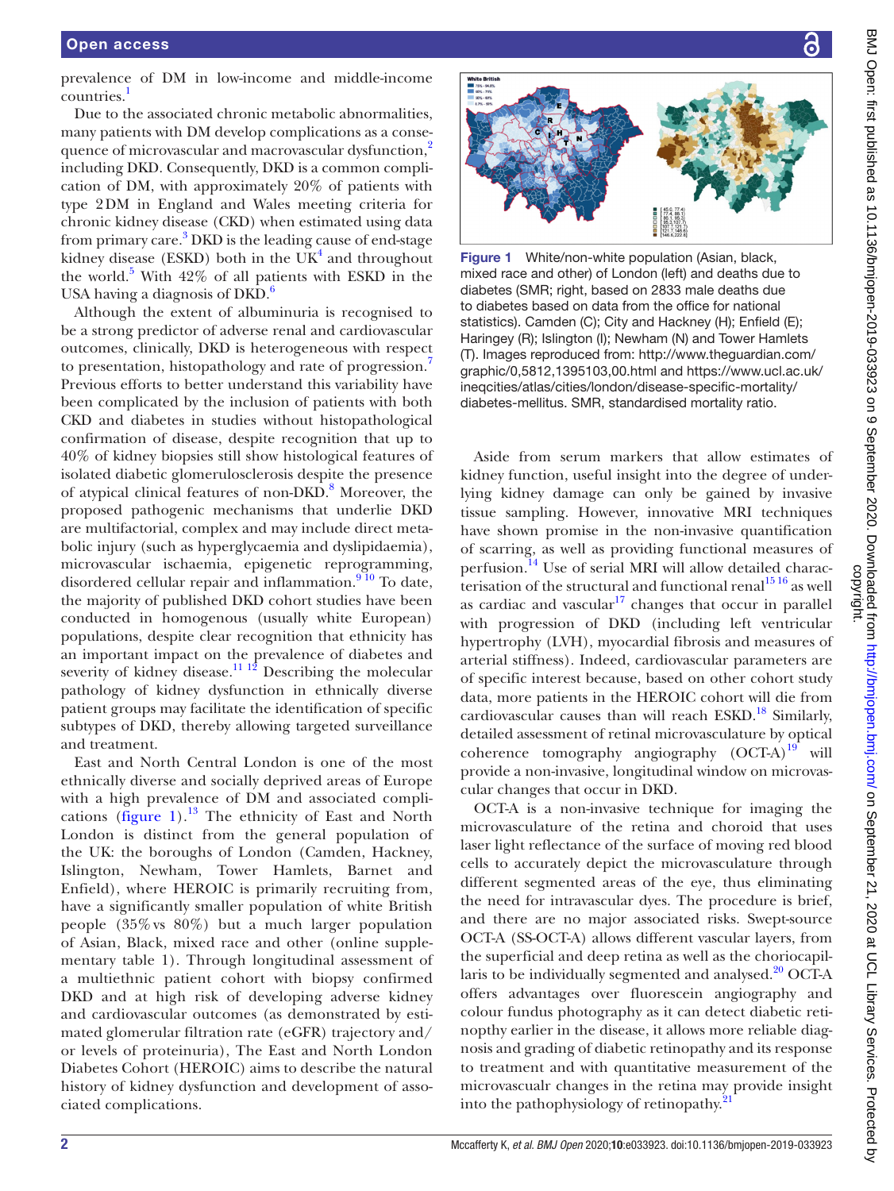prevalence of DM in low-income and middle-income countries.[1]

Due to the associated chronic metabolic abnormalities, many patients with DM develop complications as a consequence of microvascular and macrovascular dysfunction,[2] including DKD. Consequently, DKD is a common complication of DM, with approximately 20% of patients with type 2DM in England and Wales meeting criteria for chronic kidney disease (CKD) when estimated using data from primary care.[3] DKD is the leading cause of end-stage kidney disease (ESKD) both in the UK[4] and throughout the world.[5] With 42% of all patients with ESKD in the USA having a diagnosis of DKD.[6]

Although the extent of albuminuria is recognised to be a strong predictor of adverse renal and cardiovascular outcomes, clinically, DKD is heterogeneous with respect to presentation, histopathology and rate of progression.[7] Previous efforts to better understand this variability have been complicated by the inclusion of patients with both CKD and diabetes in studies without histopathological confirmation of disease, despite recognition that up to 40% of kidney biopsies still show histological features of isolated diabetic glomerulosclerosis despite the presence of atypical clinical features of non-DKD.[8] Moreover, the proposed pathogenic mechanisms that underlie DKD are multifactorial, complex and may include direct metabolic injury (such as hyperglycaemia and dyslipidaemia), microvascular ischaemia, epigenetic reprogramming, disordered cellular repair and inflammation.[9 10] To date, the majority of published DKD cohort studies have been conducted in homogenous (usually white European) populations, despite clear recognition that ethnicity has an important impact on the prevalence of diabetes and severity of kidney disease.[11 12] Describing the molecular pathology of kidney dysfunction in ethnically diverse patient groups may facilitate the identification of specific subtypes of DKD, thereby allowing targeted surveillance and treatment.

East and North Central London is one of the most ethnically diverse and socially deprived areas of Europe with a high prevalence of DM and associated complications (figure 1).[13] The ethnicity of East and North London is distinct from the general population of the UK: the boroughs of London (Camden, Hackney, Islington, Newham, Tower Hamlets, Barnet and Enfield), where HEROIC is primarily recruiting from, have a significantly smaller population of white British people (35% vs 80%) but a much larger population of Asian, Black, mixed race and other (online supplementary table 1). Through longitudinal assessment of a multiethnic patient cohort with biopsy confirmed DKD and at high risk of developing adverse kidney and cardiovascular outcomes (as demonstrated by estimated glomerular filtration rate (eGFR) trajectory and/or levels of proteinuria), The East and North London Diabetes Cohort (HEROIC) aims to describe the natural history of kidney dysfunction and development of associated complications.

Figure 1 White/non-white population (Asian, black, mixed race and other) of London (left) and deaths due to diabetes (SMR; right, based on 2833 male deaths due to diabetes based on data from the office for national statistics). Camden (C); City and Hackney (H); Enfield (E); Haringey (R); Islington (I); Newham (N) and Tower Hamlets (T). Images reproduced from: http://www.theguardian.com/graphic/0,5812,1395103,00.html and https://www.ucl.ac.uk/ineqcities/atlas/cities/london/disease-specific-mortality/diabetes-mellitus. SMR, standardised mortality ratio.

Aside from serum markers that allow estimates of kidney function, useful insight into the degree of underlying kidney damage can only be gained by invasive tissue sampling. However, innovative MRI techniques have shown promise in the non-invasive quantification of scarring, as well as providing functional measures of perfusion.[14] Use of serial MRI will allow detailed characterisation of the structural and functional renal[15 16] as well as cardiac and vascular[17] changes that occur in parallel with progression of DKD (including left ventricular hypertrophy (LVH), myocardial fibrosis and measures of arterial stiffness). Indeed, cardiovascular parameters are of specific interest because, based on other cohort study data, more patients in the HEROIC cohort will die from cardiovascular causes than will reach ESKD.[18] Similarly, detailed assessment of retinal microvasculature by optical coherence tomography angiography (OCT-A)[19] will provide a non-invasive, longitudinal window on microvascular changes that occur in DKD.

OCT-A is a non-invasive technique for imaging the microvasculature of the retina and choroid that uses laser light reflectance of the surface of moving red blood cells to accurately depict the microvasculature through different segmented areas of the eye, thus eliminating the need for intravascular dyes. The procedure is brief, and there are no major associated risks. Swept-source OCT-A (SS-OCT-A) allows different vascular layers, from the superficial and deep retina as well as the choriocapillaris to be individually segmented and analysed.[20] OCT-A offers advantages over fluorescein angiography and colour fundus photography as it can detect diabetic retinopthy earlier in the disease, it allows more reliable diagnosis and grading of diabetic retinopathy and its response to treatment and with quantitative measurement of the microvascualr changes in the retina may provide insight into the pathophysiology of retinopathy.[21]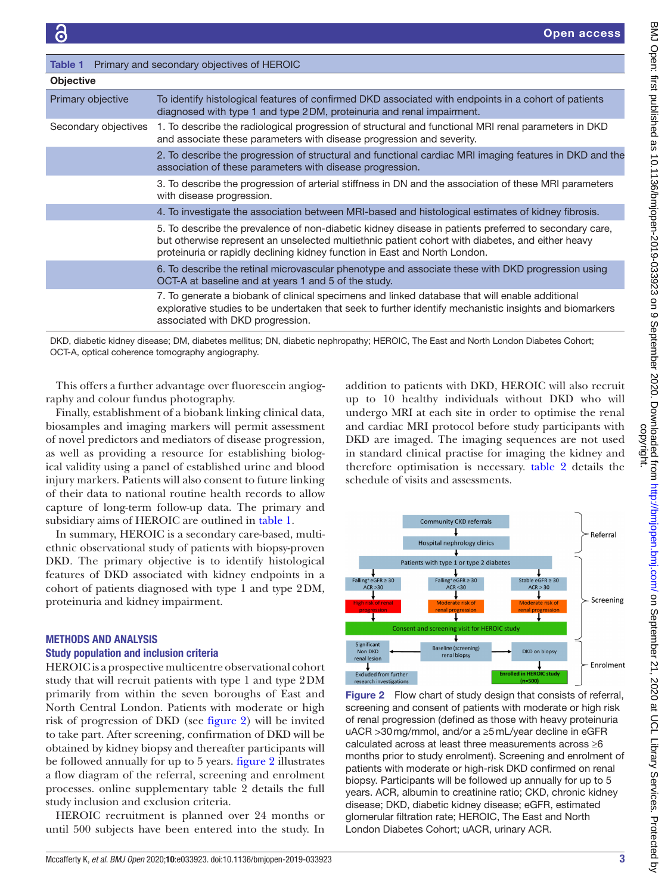**Table 1** Primary and secondary objectives of HEROIC

| Objective | |
|---|---|
| Primary objective | To identify histological features of confirmed DKD associated with endpoints in a cohort of patients diagnosed with type 1 and type 2 DM, proteinuria and renal impairment. |
| Secondary objectives | 1. To describe the radiological progression of structural and functional MRI renal parameters in DKD and associate these parameters with disease progression and severity. |
| | 2. To describe the progression of structural and functional cardiac MRI imaging features in DKD and the association of these parameters with disease progression. |
| | 3. To describe the progression of arterial stiffness in DN and the association of these MRI parameters with disease progression. |
| | 4. To investigate the association between MRI-based and histological estimates of kidney fibrosis. |
| | 5. To describe the prevalence of non-diabetic kidney disease in patients preferred to secondary care, but otherwise represent an unselected multiethnic patient cohort with diabetes, and either heavy proteinuria or rapidly declining kidney function in East and North London. |
| | 6. To describe the retinal microvascular phenotype and associate these with DKD progression using OCT-A at baseline and at years 1 and 5 of the study. |
| | 7. To generate a biobank of clinical specimens and linked database that will enable additional explorative studies to be undertaken that seek to further identify mechanistic insights and biomarkers associated with DKD progression. |

DKD, diabetic kidney disease; DM, diabetes mellitus; DN, diabetic nephropathy; HEROIC, The East and North London Diabetes Cohort; OCT-A, optical coherence tomography angiography.

This offers a further advantage over fluorescein angiography and colour fundus photography.

Finally, establishment of a biobank linking clinical data, biosamples and imaging markers will permit assessment of novel predictors and mediators of disease progression, as well as providing a resource for establishing biological validity using a panel of established urine and blood injury markers. Patients will also consent to future linking of their data to national routine health records to allow capture of long-term follow-up data. The primary and subsidiary aims of HEROIC are outlined in table 1.

In summary, HEROIC is a secondary care-based, multiethnic observational study of patients with biopsy-proven DKD. The primary objective is to identify histological features of DKD associated with kidney endpoints in a cohort of patients diagnosed with type 1 and type 2 DM, proteinuria and kidney impairment.

## METHODS AND ANALYSIS

### Study population and inclusion criteria

HEROIC is a prospective multicentre observational cohort study that will recruit patients with type 1 and type 2 DM primarily from within the seven boroughs of East and North Central London. Patients with moderate or high risk of progression of DKD (see figure 2) will be invited to take part. After screening, confirmation of DKD will be obtained by kidney biopsy and thereafter participants will be followed annually for up to 5 years. figure 2 illustrates a flow diagram of the referral, screening and enrolment processes. online supplementary table 2 details the full study inclusion and exclusion criteria.

HEROIC recruitment is planned over 24 months or until 500 subjects have been entered into the study. In addition to patients with DKD, HEROIC will also recruit up to 10 healthy individuals without DKD who will undergo MRI at each site in order to optimise the renal and cardiac MRI protocol before study participants with DKD are imaged. The imaging sequences are not used in standard clinical practise for imaging the kidney and therefore optimisation is necessary. table 2 details the schedule of visits and assessments.

Figure 2 Flow chart of study design that consists of referral, screening and consent of patients with moderate or high risk of renal progression (defined as those with heavy proteinuria uACR >30 mg/mmol, and/or a ≥5 mL/year decline in eGFR calculated across at least three measurements across ≥6 months prior to study enrolment). Screening and enrolment of patients with moderate or high-risk DKD confirmed on renal biopsy. Participants will be followed up annually for up to 5 years. ACR, albumin to creatinine ratio; CKD, chronic kidney disease; DKD, diabetic kidney disease; eGFR, estimated glomerular filtration rate; HEROIC, The East and North London Diabetes Cohort; uACR, urinary ACR.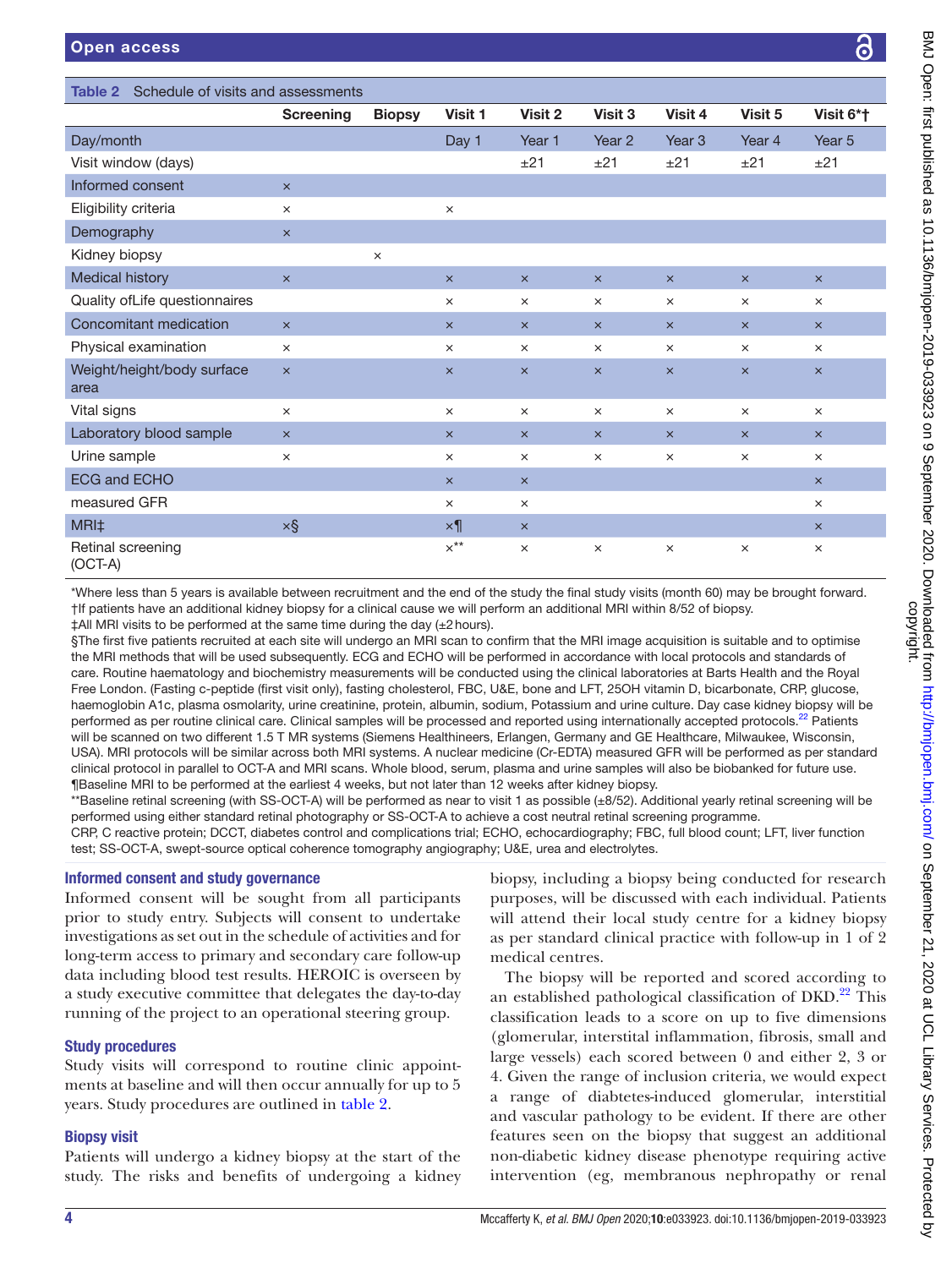**Table 2** Schedule of visits and assessments

| | Screening | Biopsy | Visit 1 | Visit 2 | Visit 3 | Visit 4 | Visit 5 | Visit 6*† |
|---|---|---|---|---|---|---|---|---|
| Day/month | | | Day 1 | Year 1 | Year 2 | Year 3 | Year 4 | Year 5 |
| Visit window (days) | | | | ±21 | ±21 | ±21 | ±21 | ±21 |
| Informed consent | × | | | | | | | |
| Eligibility criteria | × | | × | | | | | |
| Demography | × | | | | | | | |
| Kidney biopsy | | × | | | | | | |
| Medical history | × | | × | × | × | × | × | × |
| Quality ofLife questionnaires | | | × | × | × | × | × | × |
| Concomitant medication | × | | × | × | × | × | × | × |
| Physical examination | × | | × | × | × | × | × | × |
| Weight/height/body surface area | × | | × | × | × | × | × | × |
| Vital signs | × | | × | × | × | × | × | × |
| Laboratory blood sample | × | | × | × | × | × | × | × |
| Urine sample | × | | × | × | × | × | × | × |
| ECG and ECHO | | | × | × | | | | × |
| measured GFR | | | × | × | | | | × |
| MRI‡ | ×§ | | ×¶ | × | | | | × |
| Retinal screening (OCT-A) | | | ×** | × | × | × | × | × |

*Where less than 5 years is available between recruitment and the end of the study the final study visits (month 60) may be brought forward.
†If patients have an additional kidney biopsy for a clinical cause we will perform an additional MRI within 8/52 of biopsy.
‡All MRI visits to be performed at the same time during the day (±2 hours).
§The first five patients recruited at each site will undergo an MRI scan to confirm that the MRI image acquisition is suitable and to optimise the MRI methods that will be used subsequently. ECG and ECHO will be performed in accordance with local protocols and standards of care. Routine haematology and biochemistry measurements will be conducted using the clinical laboratories at Barts Health and the Royal Free London. (Fasting c-peptide (first visit only), fasting cholesterol, FBC, U&E, bone and LFT, 25OH vitamin D, bicarbonate, CRP, glucose, haemoglobin A1c, plasma osmolarity, urine creatinine, protein, albumin, sodium, Potassium and urine culture. Day case kidney biopsy will be performed as per routine clinical care. Clinical samples will be processed and reported using internationally accepted protocols.[22] Patients will be scanned on two different 1.5 T MR systems (Siemens Healthineers, Erlangen, Germany and GE Healthcare, Milwaukee, Wisconsin, USA). MRI protocols will be similar across both MRI systems. A nuclear medicine (Cr-EDTA) measured GFR will be performed as per standard clinical protocol in parallel to OCT-A and MRI scans. Whole blood, serum, plasma and urine samples will also be biobanked for future use.
¶Baseline MRI to be performed at the earliest 4 weeks, but not later than 12 weeks after kidney biopsy.
**Baseline retinal screening (with SS-OCT-A) will be performed as near to visit 1 as possible (±8/52). Additional yearly retinal screening will be performed using either standard retinal photography or SS-OCT-A to achieve a cost neutral retinal screening programme.
CRP, C reactive protein; DCCT, diabetes control and complications trial; ECHO, echocardiography; FBC, full blood count; LFT, liver function test; SS-OCT-A, swept-source optical coherence tomography angiography; U&E, urea and electrolytes.

### Informed consent and study governance

Informed consent will be sought from all participants prior to study entry. Subjects will consent to undertake investigations as set out in the schedule of activities and for long-term access to primary and secondary care follow-up data including blood test results. HEROIC is overseen by a study executive committee that delegates the day-to-day running of the project to an operational steering group.

### Study procedures

Study visits will correspond to routine clinic appointments at baseline and will then occur annually for up to 5 years. Study procedures are outlined in table 2.

### Biopsy visit

Patients will undergo a kidney biopsy at the start of the study. The risks and benefits of undergoing a kidney biopsy, including a biopsy being conducted for research purposes, will be discussed with each individual. Patients will attend their local study centre for a kidney biopsy as per standard clinical practice with follow-up in 1 of 2 medical centres.

The biopsy will be reported and scored according to an established pathological classification of DKD.[22] This classification leads to a score on up to five dimensions (glomerular, interstitial inflammation, fibrosis, small and large vessels) each scored between 0 and either 2, 3 or 4. Given the range of inclusion criteria, we would expect a range of diabetes-induced glomerular, interstitial and vascular pathology to be evident. If there are other features seen on the biopsy that suggest an additional non-diabetic kidney disease phenotype requiring active intervention (eg, membranous nephropathy or renal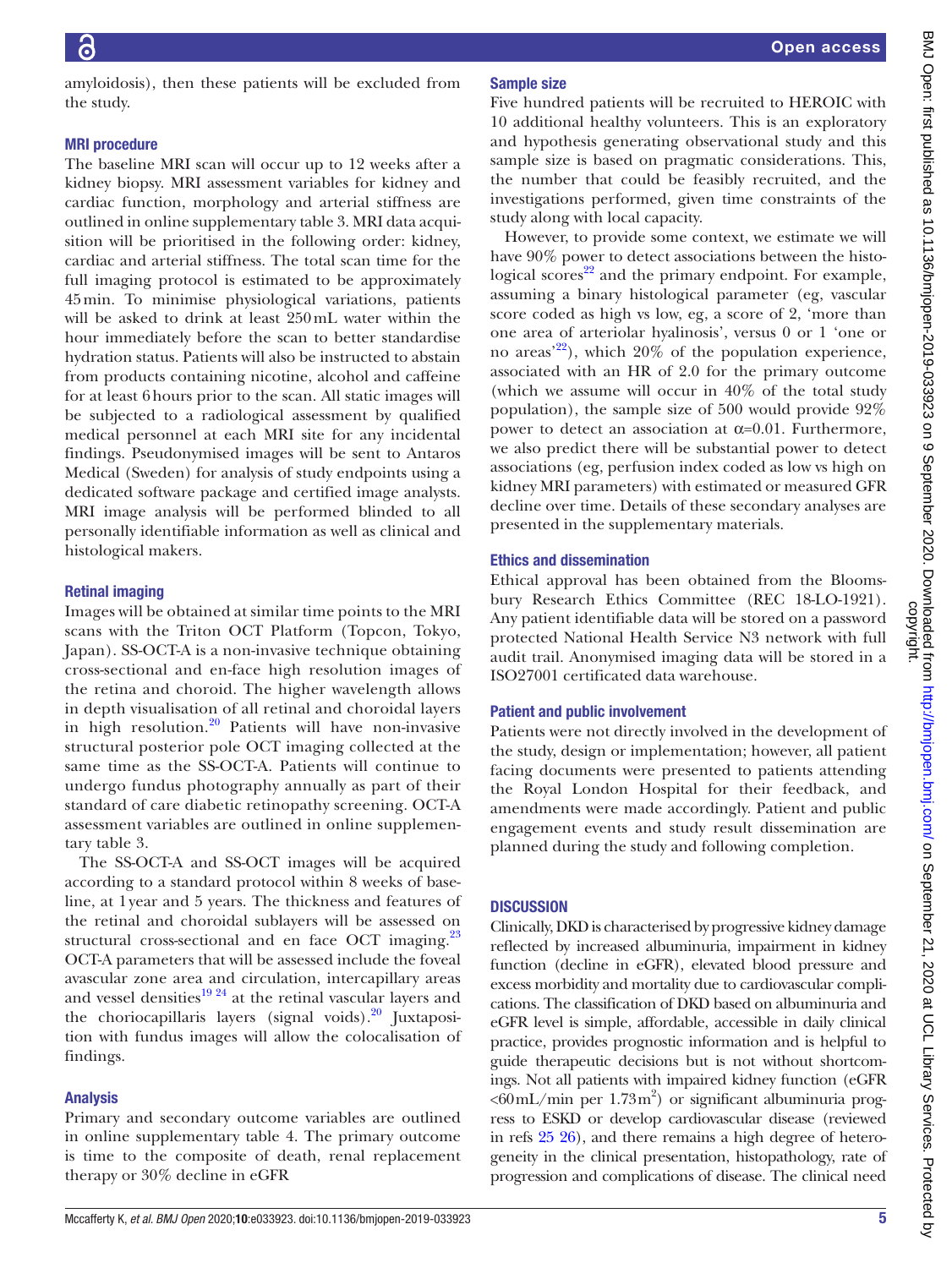amyloidosis), then these patients will be excluded from the study.

### MRI procedure

The baseline MRI scan will occur up to 12 weeks after a kidney biopsy. MRI assessment variables for kidney and cardiac function, morphology and arterial stiffness are outlined in online supplementary table 3. MRI data acquisition will be prioritised in the following order: kidney, cardiac and arterial stiffness. The total scan time for the full imaging protocol is estimated to be approximately 45 min. To minimise physiological variations, patients will be asked to drink at least 250 mL water within the hour immediately before the scan to better standardise hydration status. Patients will also be instructed to abstain from products containing nicotine, alcohol and caffeine for at least 6 hours prior to the scan. All static images will be subjected to a radiological assessment by qualified medical personnel at each MRI site for any incidental findings. Pseudonymised images will be sent to Antaros Medical (Sweden) for analysis of study endpoints using a dedicated software package and certified image analysts. MRI image analysis will be performed blinded to all personally identifiable information as well as clinical and histological makers.

### Retinal imaging

Images will be obtained at similar time points to the MRI scans with the Triton OCT Platform (Topcon, Tokyo, Japan). SS-OCT-A is a non-invasive technique obtaining cross-sectional and en-face high resolution images of the retina and choroid. The higher wavelength allows in depth visualisation of all retinal and choroidal layers in high resolution.[20] Patients will have non-invasive structural posterior pole OCT imaging collected at the same time as the SS-OCT-A. Patients will continue to undergo fundus photography annually as part of their standard of care diabetic retinopathy screening. OCT-A assessment variables are outlined in online supplementary table 3.

The SS-OCT-A and SS-OCT images will be acquired according to a standard protocol within 8 weeks of baseline, at 1 year and 5 years. The thickness and features of the retinal and choroidal sublayers will be assessed on structural cross-sectional and en face OCT imaging.[23] OCT-A parameters that will be assessed include the foveal avascular zone area and circulation, intercapillary areas and vessel densities[19 24] at the retinal vascular layers and the choriocapillaris layers (signal voids).[20] Juxtaposition with fundus images will allow the colocalisation of findings.

### Analysis

Primary and secondary outcome variables are outlined in online supplementary table 4. The primary outcome is time to the composite of death, renal replacement therapy or 30% decline in eGFR

### Sample size

Five hundred patients will be recruited to HEROIC with 10 additional healthy volunteers. This is an exploratory and hypothesis generating observational study and this sample size is based on pragmatic considerations. This, the number that could be feasibly recruited, and the investigations performed, given time constraints of the study along with local capacity.

However, to provide some context, we estimate we will have 90% power to detect associations between the histological scores[22] and the primary endpoint. For example, assuming a binary histological parameter (eg, vascular score coded as high vs low, eg, a score of 2, 'more than one area of arteriolar hyalinosis', versus 0 or 1 'one or no areas'[22]), which 20% of the population experience, associated with an HR of 2.0 for the primary outcome (which we assume will occur in 40% of the total study population), the sample size of 500 would provide 92% power to detect an association at $\alpha$=0.01. Furthermore, we also predict there will be substantial power to detect associations (eg, perfusion index coded as low vs high on kidney MRI parameters) with estimated or measured GFR decline over time. Details of these secondary analyses are presented in the supplementary materials.

### Ethics and dissemination

Ethical approval has been obtained from the Bloomsbury Research Ethics Committee (REC 18-LO-1921). Any patient identifiable data will be stored on a password protected National Health Service N3 network with full audit trail. Anonymised imaging data will be stored in a ISO27001 certificated data warehouse.

### Patient and public involvement

Patients were not directly involved in the development of the study, design or implementation; however, all patient facing documents were presented to patients attending the Royal London Hospital for their feedback, and amendments were made accordingly. Patient and public engagement events and study result dissemination are planned during the study and following completion.

## DISCUSSION

Clinically, DKD is characterised by progressive kidney damage reflected by increased albuminuria, impairment in kidney function (decline in eGFR), elevated blood pressure and excess morbidity and mortality due to cardiovascular complications. The classification of DKD based on albuminuria and eGFR level is simple, affordable, accessible in daily clinical practice, provides prognostic information and is helpful to guide therapeutic decisions but is not without shortcomings. Not all patients with impaired kidney function (eGFR <60 mL/min per 1.73 m$^2$) or significant albuminuria progress to ESKD or develop cardiovascular disease (reviewed in refs 25 26), and there remains a high degree of heterogeneity in the clinical presentation, histopathology, rate of progression and complications of disease. The clinical need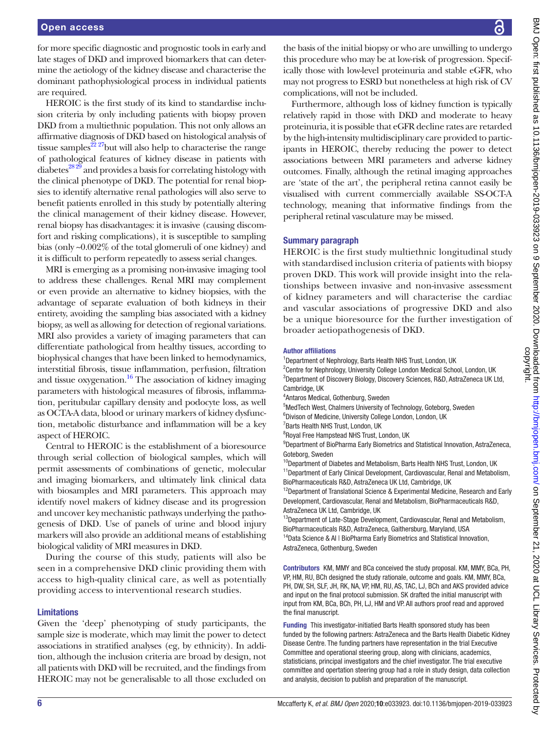for more specific diagnostic and prognostic tools in early and late stages of DKD and improved biomarkers that can determine the aetiology of the kidney disease and characterise the dominant pathophysiological process in individual patients are required.

HEROIC is the first study of its kind to standardise inclusion criteria by only including patients with biopsy proven DKD from a multiethnic population. This not only allows an affirmative diagnosis of DKD based on histological analysis of tissue samples[22 27]but will also help to characterise the range of pathological features of kidney disease in patients with diabetes[28 29] and provides a basis for correlating histology with the clinical phenotype of DKD. The potential for renal biopsies to identify alternative renal pathologies will also serve to benefit patients enrolled in this study by potentially altering the clinical management of their kidney disease. However, renal biopsy has disadvantages: it is invasive (causing discomfort and risking complications), it is susceptible to sampling bias (only ~0.002% of the total glomeruli of one kidney) and it is difficult to perform repeatedly to assess serial changes.

MRI is emerging as a promising non-invasive imaging tool to address these challenges. Renal MRI may complement or even provide an alternative to kidney biopsies, with the advantage of separate evaluation of both kidneys in their entirety, avoiding the sampling bias associated with a kidney biopsy, as well as allowing for detection of regional variations. MRI also provides a variety of imaging parameters that can differentiate pathological from healthy tissues, according to biophysical changes that have been linked to hemodynamics, interstitial fibrosis, tissue inflammation, perfusion, filtration and tissue oxygenation.[16] The association of kidney imaging parameters with histological measures of fibrosis, inflammation, peritubular capillary density and podocyte loss, as well as OCTA-A data, blood or urinary markers of kidney dysfunction, metabolic disturbance and inflammation will be a key aspect of HEROIC.

Central to HEROIC is the establishment of a bioresource through serial collection of biological samples, which will permit assessments of combinations of genetic, molecular and imaging biomarkers, and ultimately link clinical data with biosamples and MRI parameters. This approach may identify novel makers of kidney disease and its progression and uncover key mechanistic pathways underlying the pathogenesis of DKD. Use of panels of urine and blood injury markers will also provide an additional means of establishing biological validity of MRI measures in DKD.

During the course of this study, patients will also be seen in a comprehensive DKD clinic providing them with access to high-quality clinical care, as well as potentially providing access to interventional research studies.

## Limitations

Given the 'deep' phenotyping of study participants, the sample size is moderate, which may limit the power to detect associations in stratified analyses (eg, by ethnicity). In addition, although the inclusion criteria are broad by design, not all patients with DKD will be recruited, and the findings from HEROIC may not be generalisable to all those excluded on the basis of the initial biopsy or who are unwilling to undergo this procedure who may be at low-risk of progression. Specifically those with low-level proteinuria and stable eGFR, who may not progress to ESRD but nonetheless at high risk of CV complications, will not be included.

Furthermore, although loss of kidney function is typically relatively rapid in those with DKD and moderate to heavy proteinuria, it is possible that eGFR decline rates are retarded by the high-intensity multidisciplinary care provided to participants in HEROIC, thereby reducing the power to detect associations between MRI parameters and adverse kidney outcomes. Finally, although the retinal imaging approaches are 'state of the art', the peripheral retina cannot easily be visualised with current commercially available SS-OCT-A technology, meaning that informative findings from the peripheral retinal vasculature may be missed.

## Summary paragraph

HEROIC is the first study multiethnic longitudinal study with standardised inclusion criteria of patients with biopsy proven DKD. This work will provide insight into the relationships between invasive and non-invasive assessment of kidney parameters and will characterise the cardiac and vascular associations of progressive DKD and also be a unique bioresource for the further investigation of broader aetiopathogenesis of DKD.

#### Author affiliations

[1]Department of Nephrology, Barts Health NHS Trust, London, UK
[2]Centre for Nephrology, University College London Medical School, London, UK
[3]Department of Discovery Biology, Discovery Sciences, R&D, AstraZeneca UK Ltd, Cambridge, UK
[4]Antaros Medical, Gothenburg, Sweden
[5]MedTech West, Chalmers University of Technology, Goteborg, Sweden
[6]Divison of Medicine, University College London, London, UK
[7]Barts Health NHS Trust, London, UK
[8]Royal Free Hampstead NHS Trust, London, UK
[9]Department of BioPharma Early Biometrics and Statistical Innovation, AstraZeneca, Goteborg, Sweden
[10]Department of Diabetes and Metabolism, Barts Health NHS Trust, London, UK
[11]Department of Early Clinical Development, Cardiovascular, Renal and Metabolism, BioPharmaceuticals R&D, AstraZeneca UK Ltd, Cambridge, UK
[12]Department of Translational Science & Experimental Medicine, Research and Early Development, Cardiovascular, Renal and Metabolism, BioPharmaceuticals R&D, AstraZeneca UK Ltd, Cambridge, UK
[13]Department of Late-Stage Development, Cardiovascular, Renal and Metabolism, BioPharmaceuticals R&D, AstraZeneca, Gaithersburg, Maryland, USA
[14]Data Science & AI | BioPharma Early Biometrics and Statistical Innovation, AstraZeneca, Gothenburg, Sweden

**Contributors** KM, MMY and BCa conceived the study proposal. KM, MMY, BCa, PH, VP, HM, RU, BCh designed the study rationale, outcome and goals. KM, MMY, BCa, PH, DW, SH, SLF, JH, RK, NA, VP, HM, RU, AS, TAC, LJ, BCh and AKS provided advice and input on the final protocol submission. SK drafted the initial manuscript with input from KM, BCa, BCh, PH, LJ, HM and VP. All authors proof read and approved the final manuscript.

**Funding** This investigator-initiatied Barts Health sponsored study has been funded by the following partners: AstraZeneca and the Barts Health Diabetic Kidney Disease Centre. The funding partners have representation in the trial Executive Committee and operational steering group, along with clinicians, academics, statisticians, principal investigators and the chief investigator. The trial executive committee and opertation steering group had a role in study design, data collection and analysis, decision to publish and preparation of the manuscript.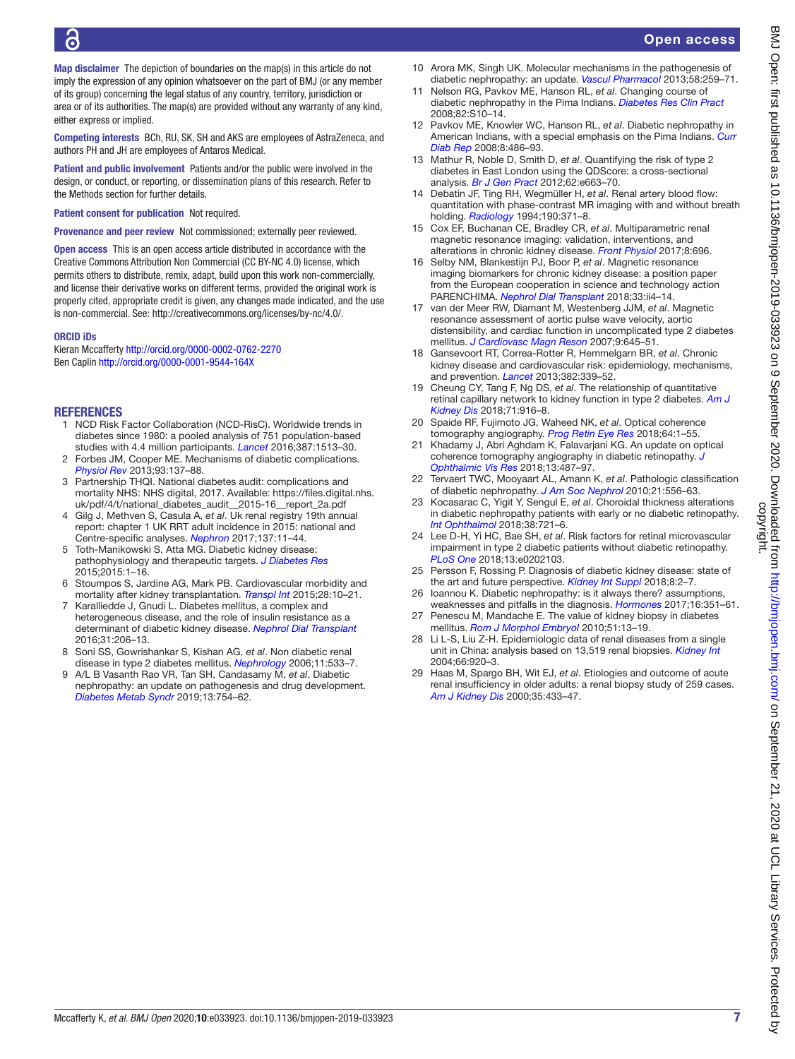**Map disclaimer** The depiction of boundaries on the map(s) in this article do not imply the expression of any opinion whatsoever on the part of BMJ (or any member of its group) concerning the legal status of any country, territory, jurisdiction or area or of its authorities. The map(s) are provided without any warranty of any kind, either express or implied.

**Competing interests** BCh, RU, SK, SH and AKS are employees of AstraZeneca, and authors PH and JH are employees of Antaros Medical.

**Patient and public involvement** Patients and/or the public were involved in the design, or conduct, or reporting, or dissemination plans of this research. Refer to the Methods section for further details.

**Patient consent for publication** Not required.

**Provenance and peer review** Not commissioned; externally peer reviewed.

**Open access** This is an open access article distributed in accordance with the Creative Commons Attribution Non Commercial (CC BY-NC 4.0) license, which permits others to distribute, remix, adapt, build upon this work non-commercially, and license their derivative works on different terms, provided the original work is properly cited, appropriate credit is given, any changes made indicated, and the use is non-commercial. See: http://creativecommons.org/licenses/by-nc/4.0/.

**ORCID iDs**

Kieran Mccafferty http://orcid.org/0000-0002-0762-2270
Ben Caplin http://orcid.org/0000-0001-9544-164X

## REFERENCES

1. NCD Risk Factor Collaboration (NCD-RisC). Worldwide trends in diabetes since 1980: a pooled analysis of 751 population-based studies with 4.4 million participants. *Lancet* 2016;387:1513–30.
2. Forbes JM, Cooper ME. Mechanisms of diabetic complications. *Physiol Rev* 2013;93:137–88.
3. Partnership THQI. National diabetes audit: complications and mortality NHS: NHS digital, 2017. Available: https://files.digital.nhs.uk/pdf/4/t/national_diabetes_audit__2015-16__report_2a.pdf
4. Gilg J, Methven S, Casula A, *et al*. Uk renal registry 19th annual report: chapter 1 UK RRT adult incidence in 2015: national and Centre-specific analyses. *Nephron* 2017;137:11–44.
5. Toth-Manikowski S, Atta MG. Diabetic kidney disease: pathophysiology and therapeutic targets. *J Diabetes Res* 2015;2015:1–16.
6. Stoumpos S, Jardine AG, Mark PB. Cardiovascular morbidity and mortality after kidney transplantation. *Transpl Int* 2015;28:10–21.
7. Karalliedde J, Gnudi L. Diabetes mellitus, a complex and heterogeneous disease, and the role of insulin resistance as a determinant of diabetic kidney disease. *Nephrol Dial Transplant* 2016;31:206–13.
8. Soni SS, Gowrishankar S, Kishan AG, *et al*. Non diabetic renal disease in type 2 diabetes mellitus. *Nephrology* 2006;11:533–7.
9. A/L B Vasanth Rao VR, Tan SH, Candasamy M, *et al*. Diabetic nephropathy: an update on pathogenesis and drug development. *Diabetes Metab Syndr* 2019;13:754–62.
10. Arora MK, Singh UK. Molecular mechanisms in the pathogenesis of diabetic nephropathy: an update. *Vascul Pharmacol* 2013;58:259–71.
11. Nelson RG, Pavkov ME, Hanson RL, *et al*. Changing course of diabetic nephropathy in the Pima Indians. *Diabetes Res Clin Pract* 2008;82:S10–14.
12. Pavkov ME, Knowler WC, Hanson RL, *et al*. Diabetic nephropathy in American Indians, with a special emphasis on the Pima Indians. *Curr Diab Rep* 2008;8:486–93.
13. Mathur R, Noble D, Smith D, *et al*. Quantifying the risk of type 2 diabetes in East London using the QDScore: a cross-sectional analysis. *Br J Gen Pract* 2012;62:e663–70.
14. Debatin JF, Ting RH, Wegmüller H, *et al*. Renal artery blood flow: quantitation with phase-contrast MR imaging with and without breath holding. *Radiology* 1994;190:371–8.
15. Cox EF, Buchanan CE, Bradley CR, *et al*. Multiparametric renal magnetic resonance imaging: validation, interventions, and alterations in chronic kidney disease. *Front Physiol* 2017;8:696.
16. Selby NM, Blankestijn PJ, Boor P, *et al*. Magnetic resonance imaging biomarkers for chronic kidney disease: a position paper from the European cooperation in science and technology action PARENCHIMA. *Nephrol Dial Transplant* 2018;33:ii4–14.
17. van der Meer RW, Diamant M, Westenberg JJM, *et al*. Magnetic resonance assessment of aortic pulse wave velocity, aortic distensibility, and cardiac function in uncomplicated type 2 diabetes mellitus. *J Cardiovasc Magn Reson* 2007;9:645–51.
18. Gansevoort RT, Correa-Rotter R, Hemmelgarn BR, *et al*. Chronic kidney disease and cardiovascular risk: epidemiology, mechanisms, and prevention. *Lancet* 2013;382:339–52.
19. Cheung CY, Tang F, Ng DS, *et al*. The relationship of quantitative retinal capillary network to kidney function in type 2 diabetes. *Am J Kidney Dis* 2018;71:916–8.
20. Spaide RF, Fujimoto JG, Waheed NK, *et al*. Optical coherence tomography angiography. *Prog Retin Eye Res* 2018;64:1–55.
21. Khadamy J, Abri Aghdam K, Falavarjani KG. An update on optical coherence tomography angiography in diabetic retinopathy. *J Ophthalmic Vis Res* 2018;13:487–97.
22. Tervaert TWC, Mooyaart AL, Amann K, *et al*. Pathologic classification of diabetic nephropathy. *J Am Soc Nephrol* 2010;21:556–63.
23. Kocasarac C, Yigit Y, Sengul E, *et al*. Choroidal thickness alterations in diabetic nephropathy patients with early or no diabetic retinopathy. *Int Ophthalmol* 2018;38:721–6.
24. Lee D-H, Yi HC, Bae SH, *et al*. Risk factors for retinal microvascular impairment in type 2 diabetic patients without diabetic retinopathy. *PLoS One* 2018;13:e0202103.
25. Persson F, Rossing P. Diagnosis of diabetic kidney disease: state of the art and future perspective. *Kidney Int Suppl* 2018;8:2–7.
26. Ioannou K. Diabetic nephropathy: is it always there? assumptions, weaknesses and pitfalls in the diagnosis. *Hormones* 2017;16:351–61.
27. Penescu M, Mandache E. The value of kidney biopsy in diabetes mellitus. *Rom J Morphol Embryol* 2010;51:13–19.
28. Li L-S, Liu Z-H. Epidemiologic data of renal diseases from a single unit in China: analysis based on 13,519 renal biopsies. *Kidney Int* 2004;66:920–3.
29. Haas M, Spargo BH, Wit EJ, *et al*. Etiologies and outcome of acute renal insufficiency in older adults: a renal biopsy study of 259 cases. *Am J Kidney Dis* 2000;35:433–47.